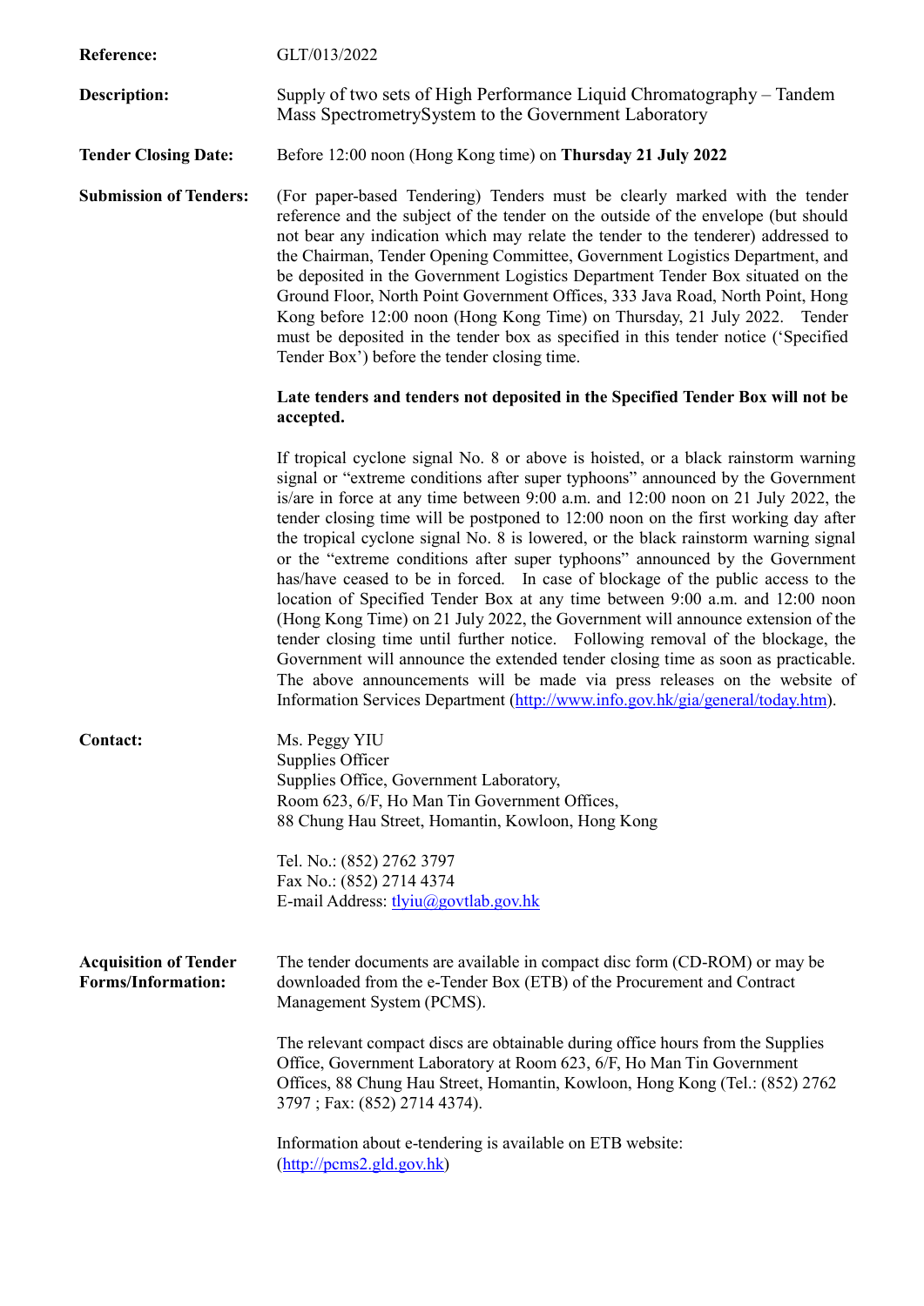**Reference:** GLT/013/2022

**Description:** Supply of two sets of High Performance Liquid Chromatography – Tandem Mass SpectrometrySystem to the Government Laboratory

**Tender Closing Date:** Before 12:00 noon (Hong Kong time) on **Thursday 21 July 2022**

**Submission of Tenders:** (For paper-based Tendering) Tenders must be clearly marked with the tender reference and the subject of the tender on the outside of the envelope (but should not bear any indication which may relate the tender to the tenderer) addressed to the Chairman, Tender Opening Committee, Government Logistics Department, and be deposited in the Government Logistics Department Tender Box situated on the Ground Floor, North Point Government Offices, 333 Java Road, North Point, Hong Kong before 12:00 noon (Hong Kong Time) on Thursday, 21 July 2022. Tender must be deposited in the tender box as specified in this tender notice ('Specified Tender Box') before the tender closing time.

**Late tenders and tenders not deposited in the Specified Tender Box will not be accepted.**

If tropical cyclone signal No. 8 or above is hoisted, or a black rainstorm warning signal or "extreme conditions after super typhoons" announced by the Government is/are in force at any time between 9:00 a.m. and 12:00 noon on 21 July 2022, the tender closing time will be postponed to 12:00 noon on the first working day after the tropical cyclone signal No. 8 is lowered, or the black rainstorm warning signal or the "extreme conditions after super typhoons" announced by the Government has/have ceased to be in forced. In case of blockage of the public access to the location of Specified Tender Box at any time between 9:00 a.m. and 12:00 noon (Hong Kong Time) on 21 July 2022, the Government will announce extension of the tender closing time until further notice. Following removal of the blockage, the Government will announce the extended tender closing time as soon as practicable. The above announcements will be made via press releases on the website of Information Services Department (http://www.info.gov.hk/gia/general/today.htm).

**Contact:**

Ms. Peggy YIU
Supplies Officer
Supplies Office, Government Laboratory,
Room 623, 6/F, Ho Man Tin Government Offices,
88 Chung Hau Street, Homantin, Kowloon, Hong Kong

Tel. No.: (852) 2762 3797
Fax No.: (852) 2714 4374
E-mail Address: tlyiu@govtlab.gov.hk

**Acquisition of Tender Forms/Information:** The tender documents are available in compact disc form (CD-ROM) or may be downloaded from the e-Tender Box (ETB) of the Procurement and Contract Management System (PCMS).

The relevant compact discs are obtainable during office hours from the Supplies Office, Government Laboratory at Room 623, 6/F, Ho Man Tin Government Offices, 88 Chung Hau Street, Homantin, Kowloon, Hong Kong (Tel.: (852) 2762 3797 ; Fax: (852) 2714 4374).

Information about e-tendering is available on ETB website: (http://pcms2.gld.gov.hk)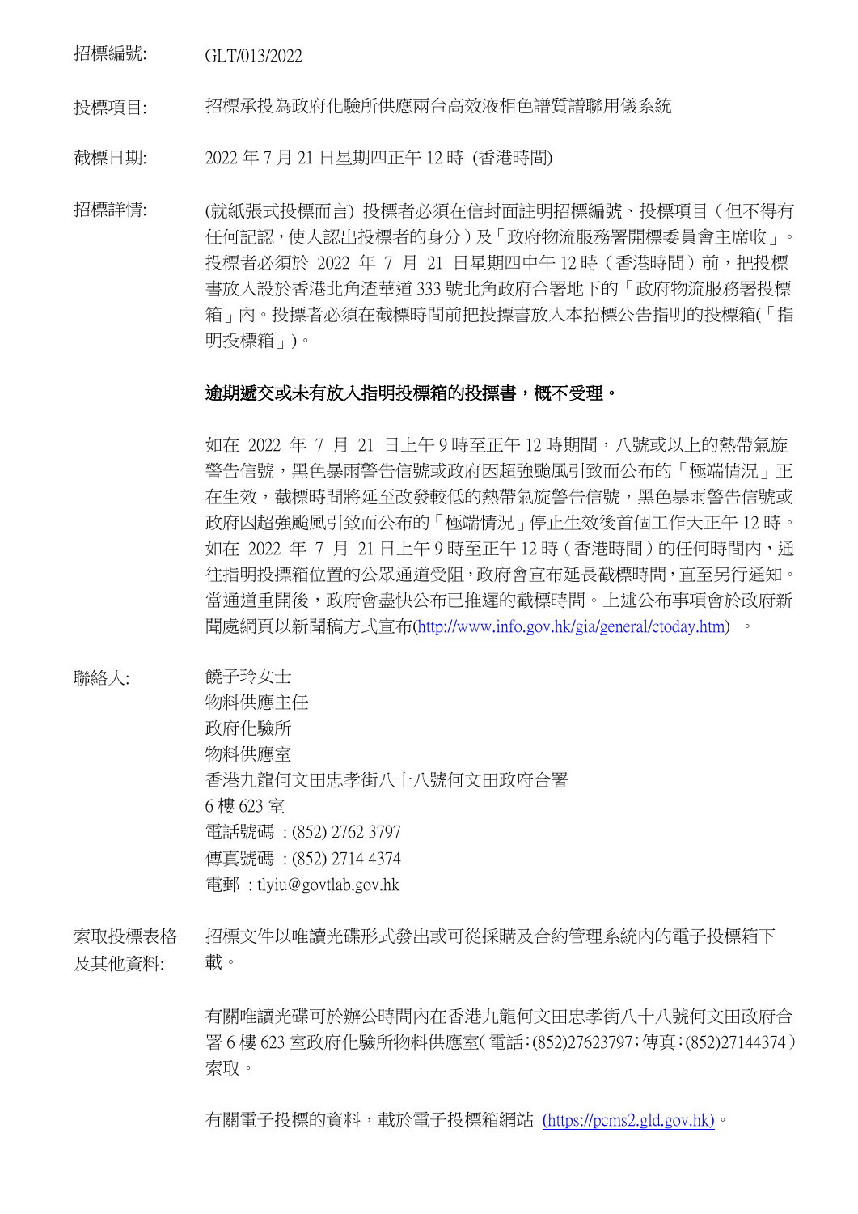| | |
|---|---|
| 招標編號: | GLT/013/2022 |
| 投標項目: | 招標承投為政府化驗所供應兩台高效液相色譜質譜聯用儀系統 |
| 截標日期: | 2022 年 7 月 21 日星期四正午 12 時 (香港時間) |

招標詳情: (就紙張式投標而言) 投標者必須在信封面註明招標編號、投標項目（但不得有任何記認，使人認出投標者的身分）及「政府物流服務署開標委員會主席收」。投標者必須於 2022 年 7 月 21 日星期四中午 12 時（香港時間）前，把投標書放入設於香港北角渣華道 333 號北角政府合署地下的「政府物流服務署投標箱」內。投摽者必須在截標時間前把投摽書放入本招標公告指明的投標箱(「指明投標箱」)。

**逾期遞交或未有放入指明投標箱的投摽書，概不受理。**

如在 2022 年 7 月 21 日上午 9 時至正午 12 時期間，八號或以上的熱帶氣旋警告信號，黑色暴雨警告信號或政府因超強颱風引致而公布的「極端情況」正在生效，截標時間將延至改發較低的熱帶氣旋警告信號，黑色暴雨警告信號或政府因超強颱風引致而公布的「極端情況」停止生效後首個工作天正午 12 時。如在 2022 年 7 月 21 日上午 9 時至正午 12 時（香港時間）的任何時間內，通往指明投摽箱位置的公眾通道受阻，政府會宣布延長截標時間，直至另行通知。當通道重開後，政府會盡快公布已推遲的截標時間。上述公布事項會於政府新聞處網頁以新聞稿方式宣布(http://www.info.gov.hk/gia/general/ctoday.htm) 。

聯絡人:
饒子玲女士
物料供應主任
政府化驗所
物料供應室
香港九龍何文田忠孝街八十八號何文田政府合署
6 樓 623 室
電話號碼 : (852) 2762 3797
傳真號碼 : (852) 2714 4374
電郵 : tlyiu@govtlab.gov.hk

索取投標表格及其他資料:
招標文件以唯讀光碟形式發出或可從採購及合約管理系統內的電子投標箱下載。

有關唯讀光碟可於辦公時間內在香港九龍何文田忠孝街八十八號何文田政府合署 6 樓 623 室政府化驗所物料供應室(電話:(852)27623797;傳真:(852)27144374)索取。

有關電子投標的資料，載於電子投標箱網站 (https://pcms2.gld.gov.hk)。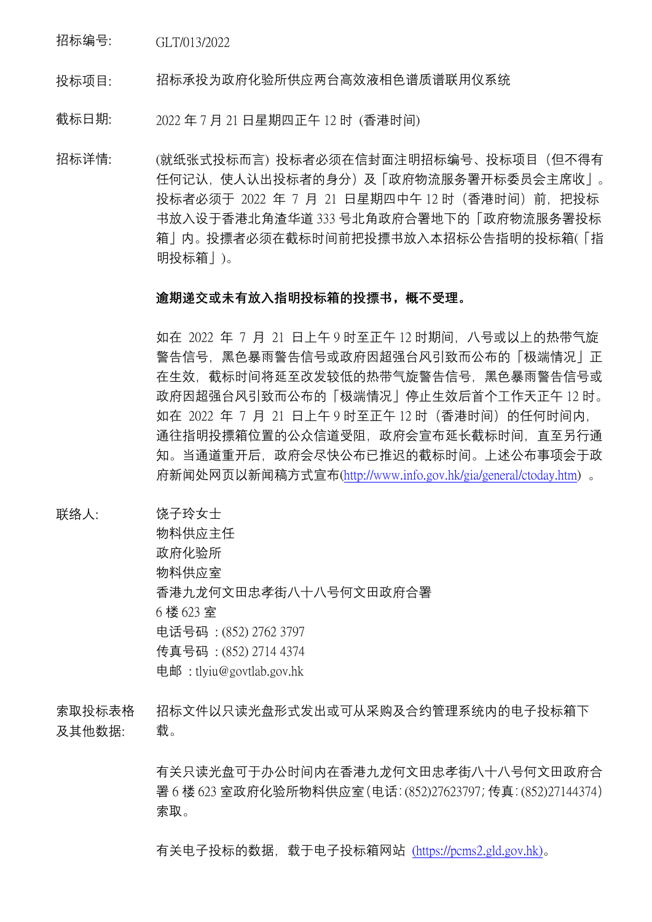| | |
|---|---|
| 招标编号: | GLT/013/2022 |
| 投标项目: | 招标承投为政府化验所供应两台高效液相色谱质谱联用仪系统 |
| 截标日期: | 2022 年 7 月 21 日星期四正午 12 时 (香港时间) |

招标详情: (就纸张式投标而言) 投标者必须在信封面注明招标编号、投标项目 (但不得有任何记认, 使人认出投标者的身分) 及「政府物流服务署开标委员会主席收」。投标者必须于 2022 年 7 月 21 日星期四中午 12 时 (香港时间) 前, 把投标书放入设于香港北角渣华道 333 号北角政府合署地下的「政府物流服务署投标箱」内。投摽者必须在截标时间前把投摽书放入本招标公告指明的投标箱(「指明投标箱」)。

**逾期递交或未有放入指明投标箱的投摽书，概不受理。**

如在 2022 年 7 月 21 日上午 9 时至正午 12 时期间, 八号或以上的热带气旋警告信号, 黑色暴雨警告信号或政府因超强台风引致而公布的「极端情况」正在生效, 截标时间将延至改发较低的热带气旋警告信号, 黑色暴雨警告信号或政府因超强台风引致而公布的「极端情况」停止生效后首个工作天正午 12 时。如在 2022 年 7 月 21 日上午 9 时至正午 12 时 (香港时间) 的任何时间内, 通往指明投摽箱位置的公众信道受阻, 政府会宣布延长截标时间, 直至另行通知。当通道重开后, 政府会尽快公布已推迟的截标时间。上述公布事项会于政府新闻处网页以新闻稿方式宣布(http://www.info.gov.hk/gia/general/ctoday.htm) 。

联络人:
饶子玲女士
物料供应主任
政府化验所
物料供应室
香港九龙何文田忠孝街八十八号何文田政府合署
6 楼 623 室
电话号码 : (852) 2762 3797
传真号码 : (852) 2714 4374
电邮 : tlyiu@govtlab.gov.hk

索取投标表格及其他数据: 招标文件以只读光盘形式发出或可从采购及合约管理系统内的电子投标箱下载。

有关只读光盘可于办公时间内在香港九龙何文田忠孝街八十八号何文田政府合署 6 楼 623 室政府化验所物料供应室(电话: (852)27623797; 传真: (852)27144374) 索取。

有关电子投标的数据, 载于电子投标箱网站 (https://pcms2.gld.gov.hk)。